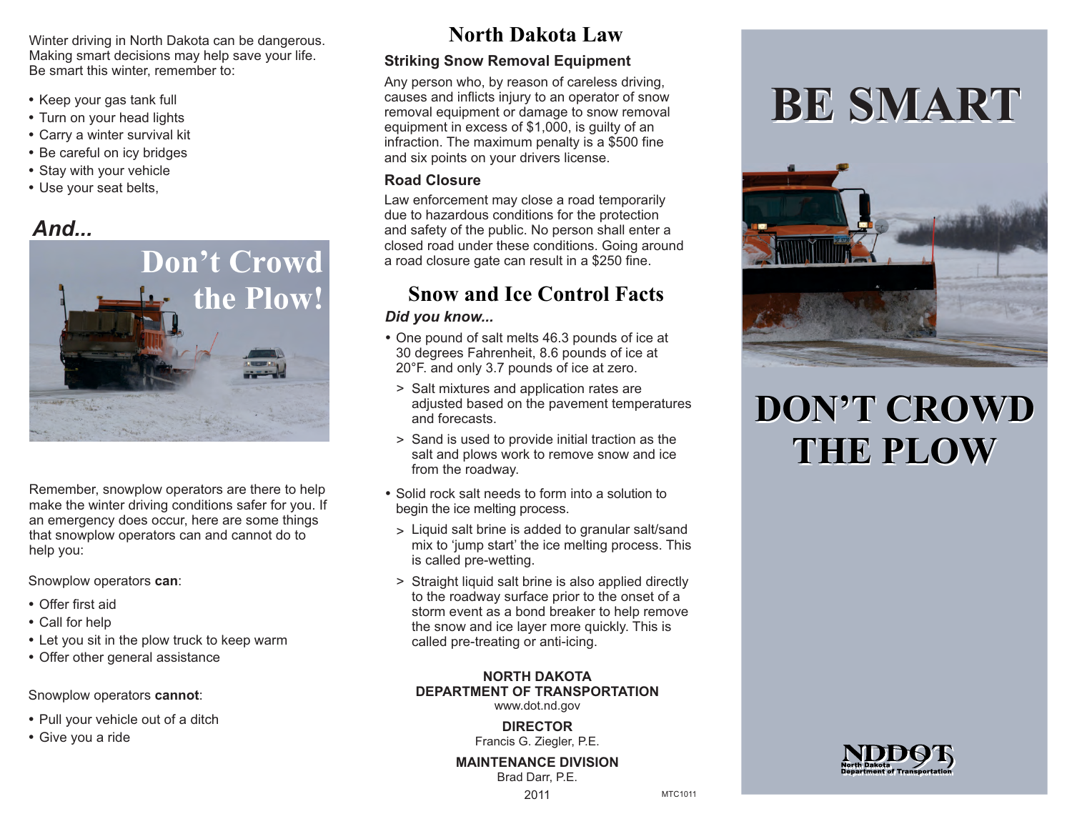Winter driving in North Dakota can be dangerous. Making smart decisions may help save your life. Be smart this winter, remember to:

- Keep your gas tank full
- Turn on your head lights
- Carry a winter survival kit
- Be careful on icy bridges
- Stay with your vehicle
- Use your seat belts,

***And...***

**Don't Crowd the Plow!**

Remember, snowplow operators are there to help make the winter driving conditions safer for you. If an emergency does occur, here are some things that snowplow operators can and cannot do to help you:

Snowplow operators **can**:

- Offer first aid
- Call for help
- Let you sit in the plow truck to keep warm
- Offer other general assistance

Snowplow operators **cannot**:

- Pull your vehicle out of a ditch
- Give you a ride

# North Dakota Law

### Striking Snow Removal Equipment

Any person who, by reason of careless driving, causes and inflicts injury to an operator of snow removal equipment or damage to snow removal equipment in excess of $1,000, is guilty of an infraction. The maximum penalty is a $500 fine and six points on your drivers license.

### Road Closure

Law enforcement may close a road temporarily due to hazardous conditions for the protection and safety of the public. No person shall enter a closed road under these conditions. Going around a road closure gate can result in a $250 fine.

# Snow and Ice Control Facts

***Did you know...***

- One pound of salt melts 46.3 pounds of ice at 30 degrees Fahrenheit, 8.6 pounds of ice at 20°F. and only 3.7 pounds of ice at zero.
  > Salt mixtures and application rates are adjusted based on the pavement temperatures and forecasts.
  > Sand is used to provide initial traction as the salt and plows work to remove snow and ice from the roadway.
- Solid rock salt needs to form into a solution to begin the ice melting process.
  > Liquid salt brine is added to granular salt/sand mix to 'jump start' the ice melting process. This is called pre-wetting.
  > Straight liquid salt brine is also applied directly to the roadway surface prior to the onset of a storm event as a bond breaker to help remove the snow and ice layer more quickly. This is called pre-treating or anti-icing.

**NORTH DAKOTA DEPARTMENT OF TRANSPORTATION**
www.dot.nd.gov

**DIRECTOR**
Francis G. Ziegler, P.E.

**MAINTENANCE DIVISION**
Brad Darr, P.E.

2011

MTC1011

# BE SMART

# DON'T CROWD THE PLOW

NDDOT
North Dakota Department of Transportation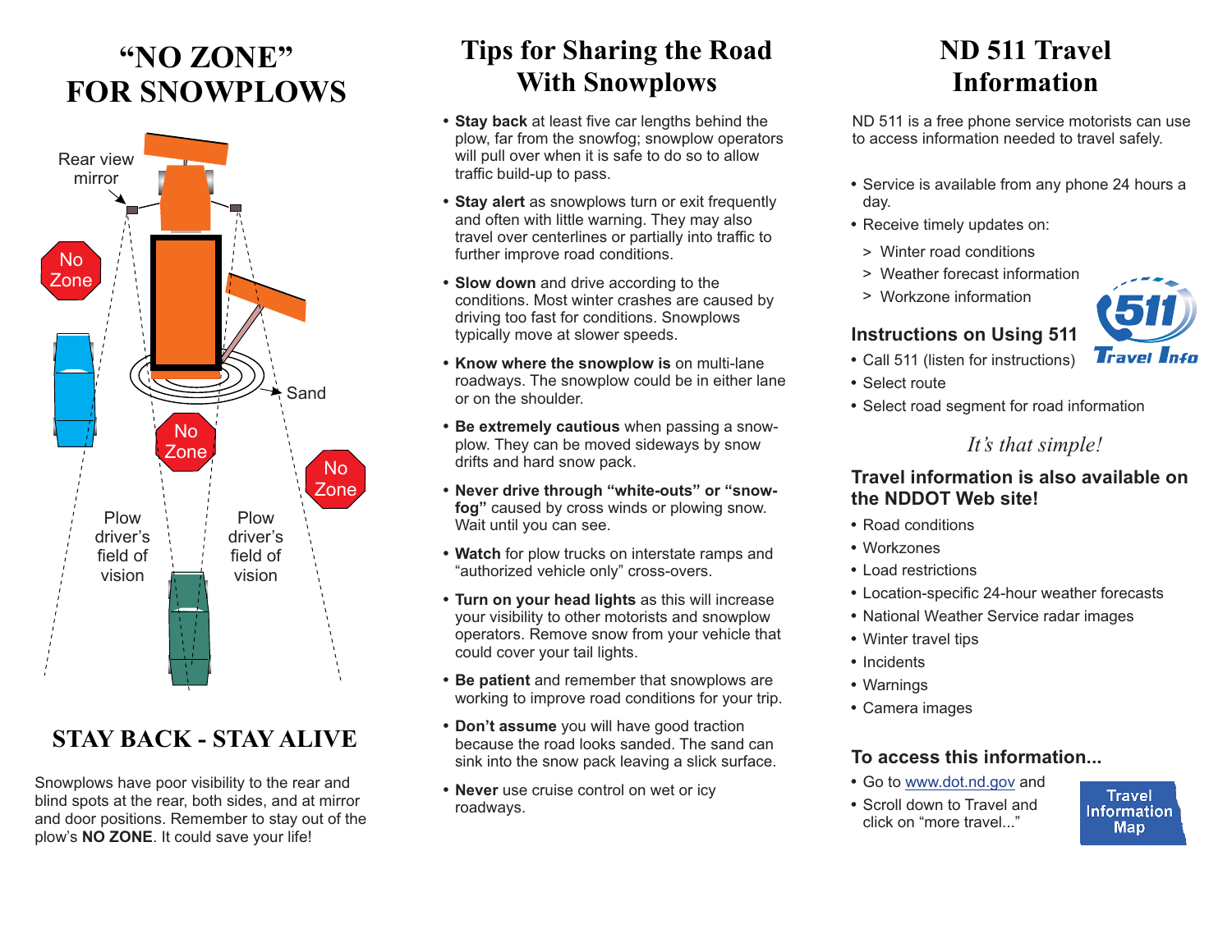# "NO ZONE" FOR SNOWPLOWS

Rear view mirror

No Zone

Sand

No Zone

No Zone

Plow driver's field of vision

Plow driver's field of vision

## STAY BACK - STAY ALIVE

Snowplows have poor visibility to the rear and blind spots at the rear, both sides, and at mirror and door positions. Remember to stay out of the plow's **NO ZONE**. It could save your life!

# Tips for Sharing the Road With Snowplows

- **Stay back** at least five car lengths behind the plow, far from the snowfog; snowplow operators will pull over when it is safe to do so to allow traffic build-up to pass.
- **Stay alert** as snowplows turn or exit frequently and often with little warning. They may also travel over centerlines or partially into traffic to further improve road conditions.
- **Slow down** and drive according to the conditions. Most winter crashes are caused by driving too fast for conditions. Snowplows typically move at slower speeds.
- **Know where the snowplow is** on multi-lane roadways. The snowplow could be in either lane or on the shoulder.
- **Be extremely cautious** when passing a snow-plow. They can be moved sideways by snow drifts and hard snow pack.
- **Never drive through "white-outs" or "snow-fog"** caused by cross winds or plowing snow. Wait until you can see.
- **Watch** for plow trucks on interstate ramps and "authorized vehicle only" cross-overs.
- **Turn on your head lights** as this will increase your visibility to other motorists and snowplow operators. Remove snow from your vehicle that could cover your tail lights.
- **Be patient** and remember that snowplows are working to improve road conditions for your trip.
- **Don't assume** you will have good traction because the road looks sanded. The sand can sink into the snow pack leaving a slick surface.
- **Never** use cruise control on wet or icy roadways.

# ND 511 Travel Information

ND 511 is a free phone service motorists can use to access information needed to travel safely.

- Service is available from any phone 24 hours a day.
- Receive timely updates on:
  > Winter road conditions
  > Weather forecast information
  > Workzone information

511 Travel Info

### Instructions on Using 511

- Call 511 (listen for instructions)
- Select route
- Select road segment for road information

*It's that simple!*

### Travel information is also available on the NDDOT Web site!

- Road conditions
- Workzones
- Load restrictions
- Location-specific 24-hour weather forecasts
- National Weather Service radar images
- Winter travel tips
- Incidents
- Warnings
- Camera images

### To access this information...

- Go to www.dot.nd.gov and
- Scroll down to Travel and click on "more travel..."

Travel Information Map